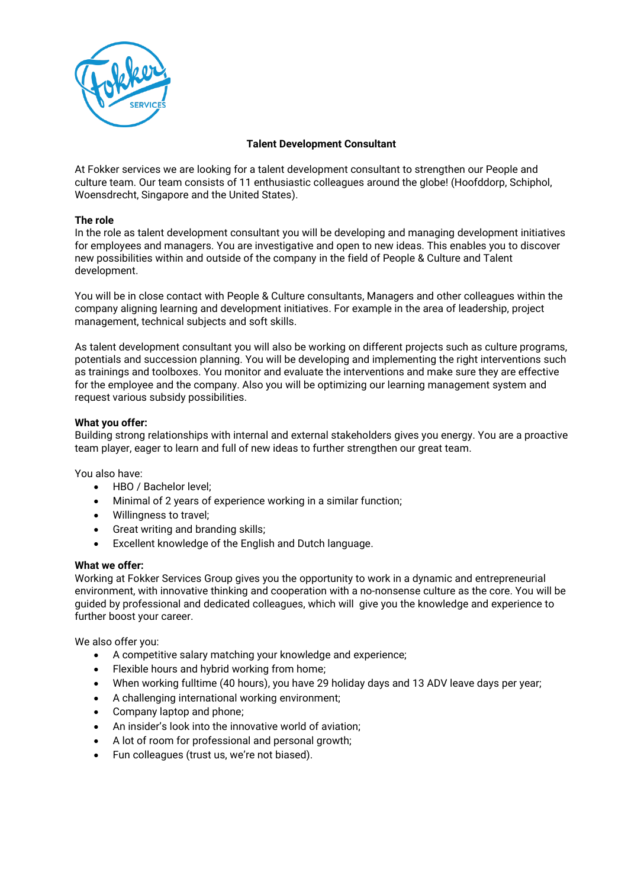# Talent Development Consultant

At Fokker services we are looking for a talent development consultant to strengthen our People and culture team. Our team consists of 11 enthusiastic colleagues around the globe! (Hoofddorp, Schiphol, Woensdrecht, Singapore and the United States).

**The role**

In the role as talent development consultant you will be developing and managing development initiatives for employees and managers. You are investigative and open to new ideas. This enables you to discover new possibilities within and outside of the company in the field of People & Culture and Talent development.

You will be in close contact with People & Culture consultants, Managers and other colleagues within the company aligning learning and development initiatives. For example in the area of leadership, project management, technical subjects and soft skills.

As talent development consultant you will also be working on different projects such as culture programs, potentials and succession planning. You will be developing and implementing the right interventions such as trainings and toolboxes. You monitor and evaluate the interventions and make sure they are effective for the employee and the company. Also you will be optimizing our learning management system and request various subsidy possibilities.

**What you offer:**

Building strong relationships with internal and external stakeholders gives you energy. You are a proactive team player, eager to learn and full of new ideas to further strengthen our great team.

You also have:

- HBO / Bachelor level;
- Minimal of 2 years of experience working in a similar function;
- Willingness to travel;
- Great writing and branding skills;
- Excellent knowledge of the English and Dutch language.

**What we offer:**

Working at Fokker Services Group gives you the opportunity to work in a dynamic and entrepreneurial environment, with innovative thinking and cooperation with a no-nonsense culture as the core. You will be guided by professional and dedicated colleagues, which will give you the knowledge and experience to further boost your career.

We also offer you:

- A competitive salary matching your knowledge and experience;
- Flexible hours and hybrid working from home;
- When working fulltime (40 hours), you have 29 holiday days and 13 ADV leave days per year;
- A challenging international working environment;
- Company laptop and phone;
- An insider's look into the innovative world of aviation;
- A lot of room for professional and personal growth;
- Fun colleagues (trust us, we're not biased).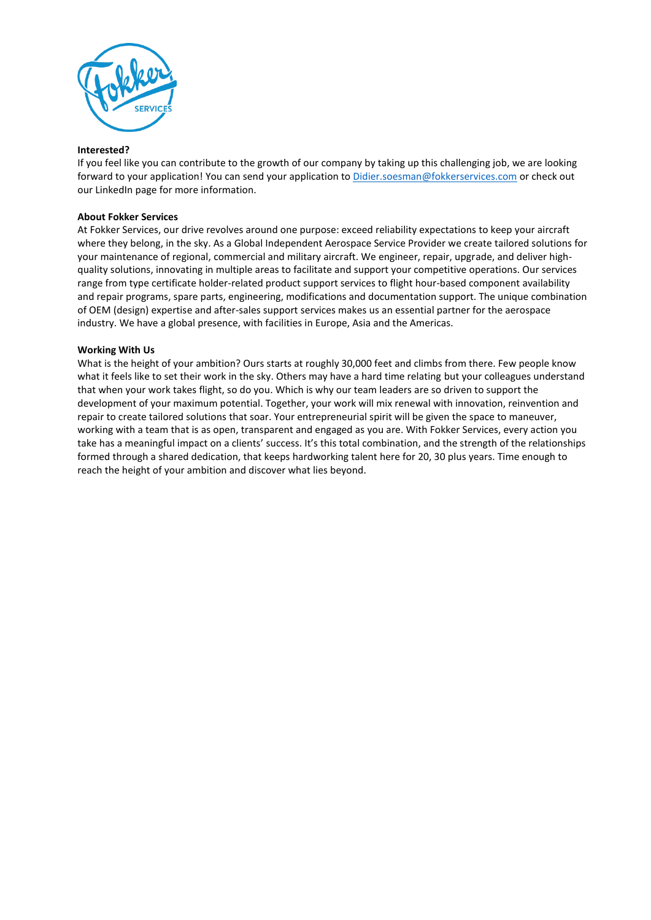**Interested?**

If you feel like you can contribute to the growth of our company by taking up this challenging job, we are looking forward to your application! You can send your application to Didier.soesman@fokkerservices.com or check out our LinkedIn page for more information.

**About Fokker Services**

At Fokker Services, our drive revolves around one purpose: exceed reliability expectations to keep your aircraft where they belong, in the sky. As a Global Independent Aerospace Service Provider we create tailored solutions for your maintenance of regional, commercial and military aircraft. We engineer, repair, upgrade, and deliver high-quality solutions, innovating in multiple areas to facilitate and support your competitive operations. Our services range from type certificate holder-related product support services to flight hour-based component availability and repair programs, spare parts, engineering, modifications and documentation support. The unique combination of OEM (design) expertise and after-sales support services makes us an essential partner for the aerospace industry. We have a global presence, with facilities in Europe, Asia and the Americas.

**Working With Us**

What is the height of your ambition? Ours starts at roughly 30,000 feet and climbs from there. Few people know what it feels like to set their work in the sky. Others may have a hard time relating but your colleagues understand that when your work takes flight, so do you. Which is why our team leaders are so driven to support the development of your maximum potential. Together, your work will mix renewal with innovation, reinvention and repair to create tailored solutions that soar. Your entrepreneurial spirit will be given the space to maneuver, working with a team that is as open, transparent and engaged as you are. With Fokker Services, every action you take has a meaningful impact on a clients' success. It's this total combination, and the strength of the relationships formed through a shared dedication, that keeps hardworking talent here for 20, 30 plus years. Time enough to reach the height of your ambition and discover what lies beyond.